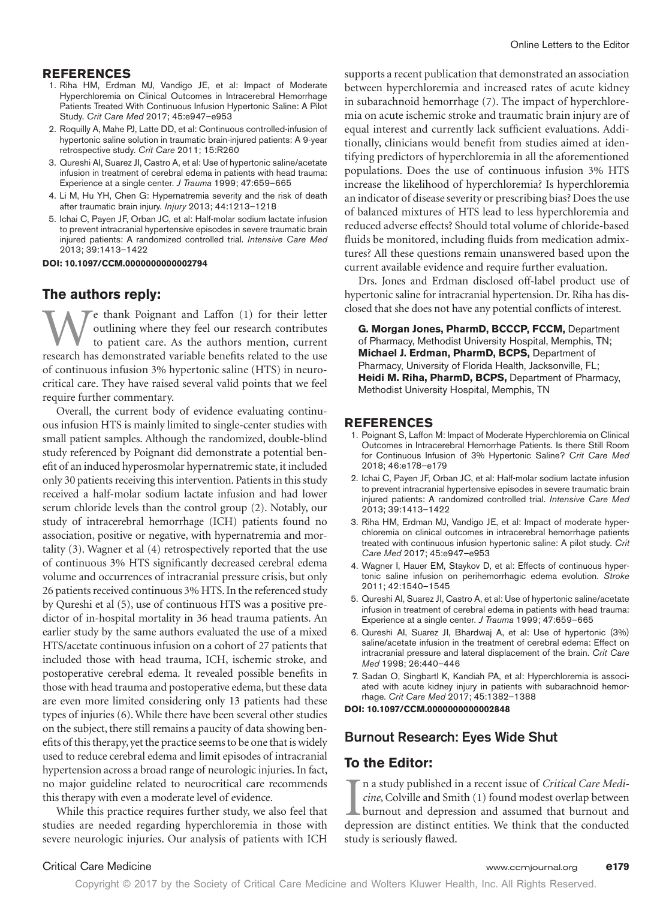## REFERENCES

1. Riha HM, Erdman MJ, Vandigo JE, et al: Impact of Moderate Hyperchloremia on Clinical Outcomes in Intracerebral Hemorrhage Patients Treated With Continuous Infusion Hypertonic Saline: A Pilot Study. *Crit Care Med* 2017; 45:e947–e953
2. Roquilly A, Mahe PJ, Latte DD, et al: Continuous controlled-infusion of hypertonic saline solution in traumatic brain-injured patients: A 9-year retrospective study. *Crit Care* 2011; 15:R260
3. Qureshi AI, Suarez JI, Castro A, et al: Use of hypertonic saline/acetate infusion in treatment of cerebral edema in patients with head trauma: Experience at a single center. *J Trauma* 1999; 47:659–665
4. Li M, Hu YH, Chen G: Hypernatremia severity and the risk of death after traumatic brain injury. *Injury* 2013; 44:1213–1218
5. Ichai C, Payen JF, Orban JC, et al: Half-molar sodium lactate infusion to prevent intracranial hypertensive episodes in severe traumatic brain injured patients: A randomized controlled trial. *Intensive Care Med* 2013; 39:1413–1422

**DOI: 10.1097/CCM.0000000000002794**

## The authors reply:

We thank Poignant and Laffon (1) for their letter outlining where they feel our research contributes to patient care. As the authors mention, current research has demonstrated variable benefits related to the use of continuous infusion 3% hypertonic saline (HTS) in neurocritical care. They have raised several valid points that we feel require further commentary.

Overall, the current body of evidence evaluating continuous infusion HTS is mainly limited to single-center studies with small patient samples. Although the randomized, double-blind study referenced by Poignant did demonstrate a potential benefit of an induced hyperosmolar hypernatremic state, it included only 30 patients receiving this intervention. Patients in this study received a half-molar sodium lactate infusion and had lower serum chloride levels than the control group (2). Notably, our study of intracerebral hemorrhage (ICH) patients found no association, positive or negative, with hypernatremia and mortality (3). Wagner et al (4) retrospectively reported that the use of continuous 3% HTS significantly decreased cerebral edema volume and occurrences of intracranial pressure crisis, but only 26 patients received continuous 3% HTS. In the referenced study by Qureshi et al (5), use of continuous HTS was a positive predictor of in-hospital mortality in 36 head trauma patients. An earlier study by the same authors evaluated the use of a mixed HTS/acetate continuous infusion on a cohort of 27 patients that included those with head trauma, ICH, ischemic stroke, and postoperative cerebral edema. It revealed possible benefits in those with head trauma and postoperative edema, but these data are even more limited considering only 13 patients had these types of injuries (6). While there have been several other studies on the subject, there still remains a paucity of data showing benefits of this therapy, yet the practice seems to be one that is widely used to reduce cerebral edema and limit episodes of intracranial hypertension across a broad range of neurologic injuries. In fact, no major guideline related to neurocritical care recommends this therapy with even a moderate level of evidence.

While this practice requires further study, we also feel that studies are needed regarding hyperchloremia in those with severe neurologic injuries. Our analysis of patients with ICH supports a recent publication that demonstrated an association between hyperchloremia and increased rates of acute kidney in subarachnoid hemorrhage (7). The impact of hyperchloremia on acute ischemic stroke and traumatic brain injury are of equal interest and currently lack sufficient evaluations. Additionally, clinicians would benefit from studies aimed at identifying predictors of hyperchloremia in all the aforementioned populations. Does the use of continuous infusion 3% HTS increase the likelihood of hyperchloremia? Is hyperchloremia an indicator of disease severity or prescribing bias? Does the use of balanced mixtures of HTS lead to less hyperchloremia and reduced adverse effects? Should total volume of chloride-based fluids be monitored, including fluids from medication admixtures? All these questions remain unanswered based upon the current available evidence and require further evaluation.

Drs. Jones and Erdman disclosed off-label product use of hypertonic saline for intracranial hypertension. Dr. Riha has disclosed that she does not have any potential conflicts of interest.

**G. Morgan Jones, PharmD, BCCCP, FCCM,** Department of Pharmacy, Methodist University Hospital, Memphis, TN; **Michael J. Erdman, PharmD, BCPS,** Department of Pharmacy, University of Florida Health, Jacksonville, FL; **Heidi M. Riha, PharmD, BCPS,** Department of Pharmacy, Methodist University Hospital, Memphis, TN

## REFERENCES

1. Poignant S, Laffon M: Impact of Moderate Hyperchloremia on Clinical Outcomes in Intracerebral Hemorrhage Patients. Is there Still Room for Continuous Infusion of 3% Hypertonic Saline? *Crit Care Med* 2018; 46:e178–e179
2. Ichai C, Payen JF, Orban JC, et al: Half-molar sodium lactate infusion to prevent intracranial hypertensive episodes in severe traumatic brain injured patients: A randomized controlled trial. *Intensive Care Med* 2013; 39:1413–1422
3. Riha HM, Erdman MJ, Vandigo JE, et al: Impact of moderate hyperchloremia on clinical outcomes in intracerebral hemorrhage patients treated with continuous infusion hypertonic saline: A pilot study. *Crit Care Med* 2017; 45:e947–e953
4. Wagner I, Hauer EM, Staykov D, et al: Effects of continuous hypertonic saline infusion on perihemorrhagic edema evolution. *Stroke* 2011; 42:1540–1545
5. Qureshi AI, Suarez JI, Castro A, et al: Use of hypertonic saline/acetate infusion in treatment of cerebral edema in patients with head trauma: Experience at a single center. *J Trauma* 1999; 47:659–665
6. Qureshi AI, Suarez JI, Bhardwaj A, et al: Use of hypertonic (3%) saline/acetate infusion in the treatment of cerebral edema: Effect on intracranial pressure and lateral displacement of the brain. *Crit Care Med* 1998; 26:440–446
7. Sadan O, Singbartl K, Kandiah PA, et al: Hyperchloremia is associated with acute kidney injury in patients with subarachnoid hemorrhage. *Crit Care Med* 2017; 45:1382–1388

**DOI: 10.1097/CCM.0000000000002848**

## Burnout Research: Eyes Wide Shut

## To the Editor:

In a study published in a recent issue of *Critical Care Medicine*, Colville and Smith (1) found modest overlap between burnout and depression and assumed that burnout and depression are distinct entities. We think that the conducted study is seriously flawed.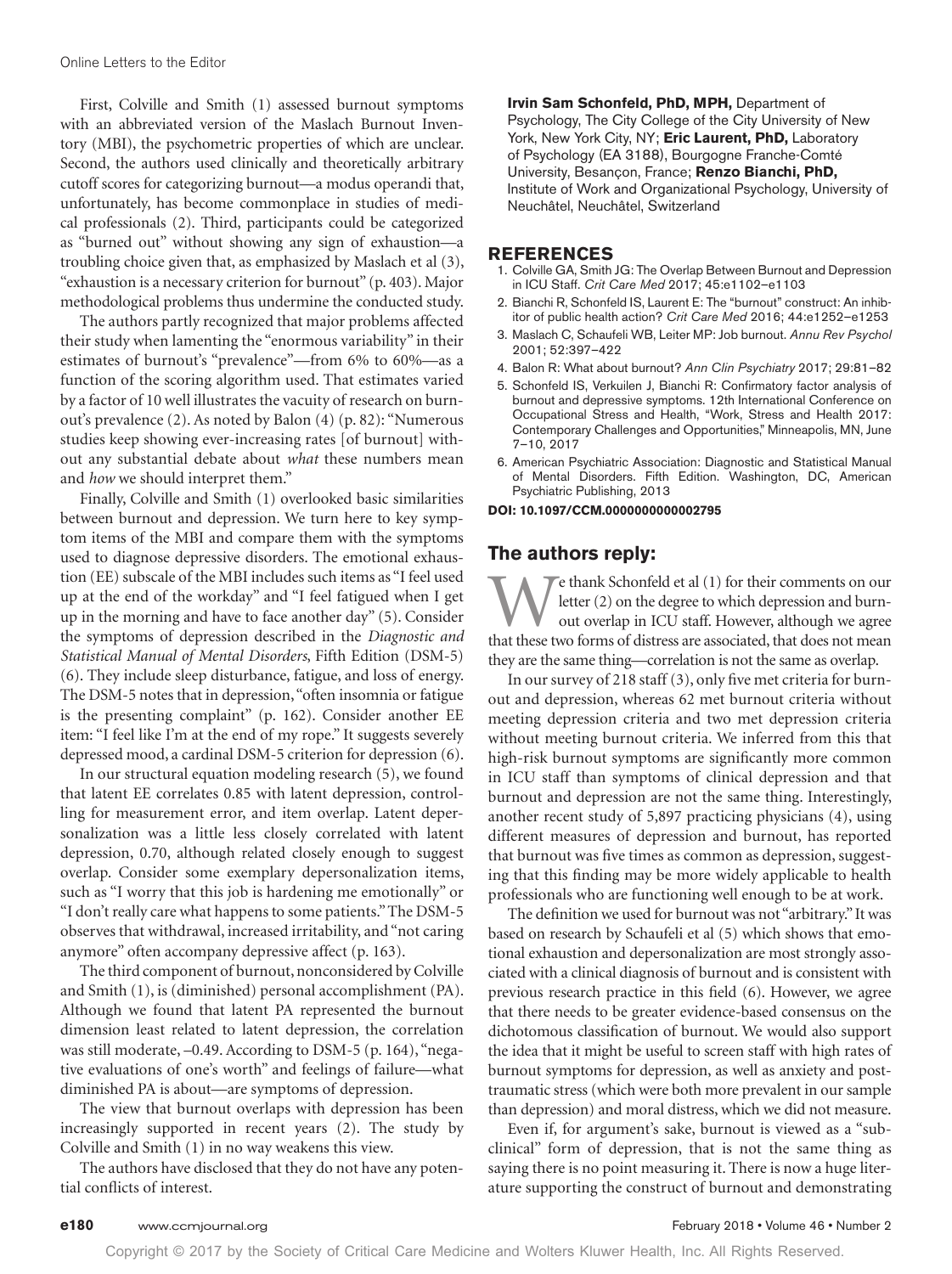First, Colville and Smith (1) assessed burnout symptoms with an abbreviated version of the Maslach Burnout Inventory (MBI), the psychometric properties of which are unclear. Second, the authors used clinically and theoretically arbitrary cutoff scores for categorizing burnout—a modus operandi that, unfortunately, has become commonplace in studies of medical professionals (2). Third, participants could be categorized as "burned out" without showing any sign of exhaustion—a troubling choice given that, as emphasized by Maslach et al (3), "exhaustion is a necessary criterion for burnout" (p. 403). Major methodological problems thus undermine the conducted study.

The authors partly recognized that major problems affected their study when lamenting the "enormous variability" in their estimates of burnout's "prevalence"—from 6% to 60%—as a function of the scoring algorithm used. That estimates varied by a factor of 10 well illustrates the vacuity of research on burnout's prevalence (2). As noted by Balon (4) (p. 82): "Numerous studies keep showing ever-increasing rates [of burnout] without any substantial debate about *what* these numbers mean and *how* we should interpret them."

Finally, Colville and Smith (1) overlooked basic similarities between burnout and depression. We turn here to key symptom items of the MBI and compare them with the symptoms used to diagnose depressive disorders. The emotional exhaustion (EE) subscale of the MBI includes such items as "I feel used up at the end of the workday" and "I feel fatigued when I get up in the morning and have to face another day" (5). Consider the symptoms of depression described in the *Diagnostic and Statistical Manual of Mental Disorders*, Fifth Edition (DSM-5) (6). They include sleep disturbance, fatigue, and loss of energy. The DSM-5 notes that in depression, "often insomnia or fatigue is the presenting complaint" (p. 162). Consider another EE item: "I feel like I'm at the end of my rope." It suggests severely depressed mood, a cardinal DSM-5 criterion for depression (6).

In our structural equation modeling research (5), we found that latent EE correlates 0.85 with latent depression, controlling for measurement error, and item overlap. Latent depersonalization was a little less closely correlated with latent depression, 0.70, although related closely enough to suggest overlap. Consider some exemplary depersonalization items, such as "I worry that this job is hardening me emotionally" or "I don't really care what happens to some patients." The DSM-5 observes that withdrawal, increased irritability, and "not caring anymore" often accompany depressive affect (p. 163).

The third component of burnout, nonconsidered by Colville and Smith (1), is (diminished) personal accomplishment (PA). Although we found that latent PA represented the burnout dimension least related to latent depression, the correlation was still moderate, –0.49. According to DSM-5 (p. 164), "negative evaluations of one's worth" and feelings of failure—what diminished PA is about—are symptoms of depression.

The view that burnout overlaps with depression has been increasingly supported in recent years (2). The study by Colville and Smith (1) in no way weakens this view.

The authors have disclosed that they do not have any potential conflicts of interest.

**Irvin Sam Schonfeld, PhD, MPH,** Department of Psychology, The City College of the City University of New York, New York City, NY; **Eric Laurent, PhD,** Laboratory of Psychology (EA 3188), Bourgogne Franche-Comté University, Besançon, France; **Renzo Bianchi, PhD,** Institute of Work and Organizational Psychology, University of Neuchâtel, Neuchâtel, Switzerland

## REFERENCES

1. Colville GA, Smith JG: The Overlap Between Burnout and Depression in ICU Staff. *Crit Care Med* 2017; 45:e1102–e1103
2. Bianchi R, Schonfeld IS, Laurent E: The "burnout" construct: An inhibitor of public health action? *Crit Care Med* 2016; 44:e1252–e1253
3. Maslach C, Schaufeli WB, Leiter MP: Job burnout. *Annu Rev Psychol* 2001; 52:397–422
4. Balon R: What about burnout? *Ann Clin Psychiatry* 2017; 29:81–82
5. Schonfeld IS, Verkuilen J, Bianchi R: Confirmatory factor analysis of burnout and depressive symptoms. 12th International Conference on Occupational Stress and Health, "Work, Stress and Health 2017: Contemporary Challenges and Opportunities," Minneapolis, MN, June 7–10, 2017
6. American Psychiatric Association: Diagnostic and Statistical Manual of Mental Disorders. Fifth Edition. Washington, DC, American Psychiatric Publishing, 2013

**DOI: 10.1097/CCM.0000000000002795**

## The authors reply:

We thank Schonfeld et al (1) for their comments on our letter (2) on the degree to which depression and burnout overlap in ICU staff. However, although we agree that these two forms of distress are associated, that does not mean they are the same thing—correlation is not the same as overlap.

In our survey of 218 staff (3), only five met criteria for burnout and depression, whereas 62 met burnout criteria without meeting depression criteria and two met depression criteria without meeting burnout criteria. We inferred from this that high-risk burnout symptoms are significantly more common in ICU staff than symptoms of clinical depression and that burnout and depression are not the same thing. Interestingly, another recent study of 5,897 practicing physicians (4), using different measures of depression and burnout, has reported that burnout was five times as common as depression, suggesting that this finding may be more widely applicable to health professionals who are functioning well enough to be at work.

The definition we used for burnout was not "arbitrary." It was based on research by Schaufeli et al (5) which shows that emotional exhaustion and depersonalization are most strongly associated with a clinical diagnosis of burnout and is consistent with previous research practice in this field (6). However, we agree that there needs to be greater evidence-based consensus on the dichotomous classification of burnout. We would also support the idea that it might be useful to screen staff with high rates of burnout symptoms for depression, as well as anxiety and post-traumatic stress (which were both more prevalent in our sample than depression) and moral distress, which we did not measure.

Even if, for argument's sake, burnout is viewed as a "subclinical" form of depression, that is not the same thing as saying there is no point measuring it. There is now a huge literature supporting the construct of burnout and demonstrating